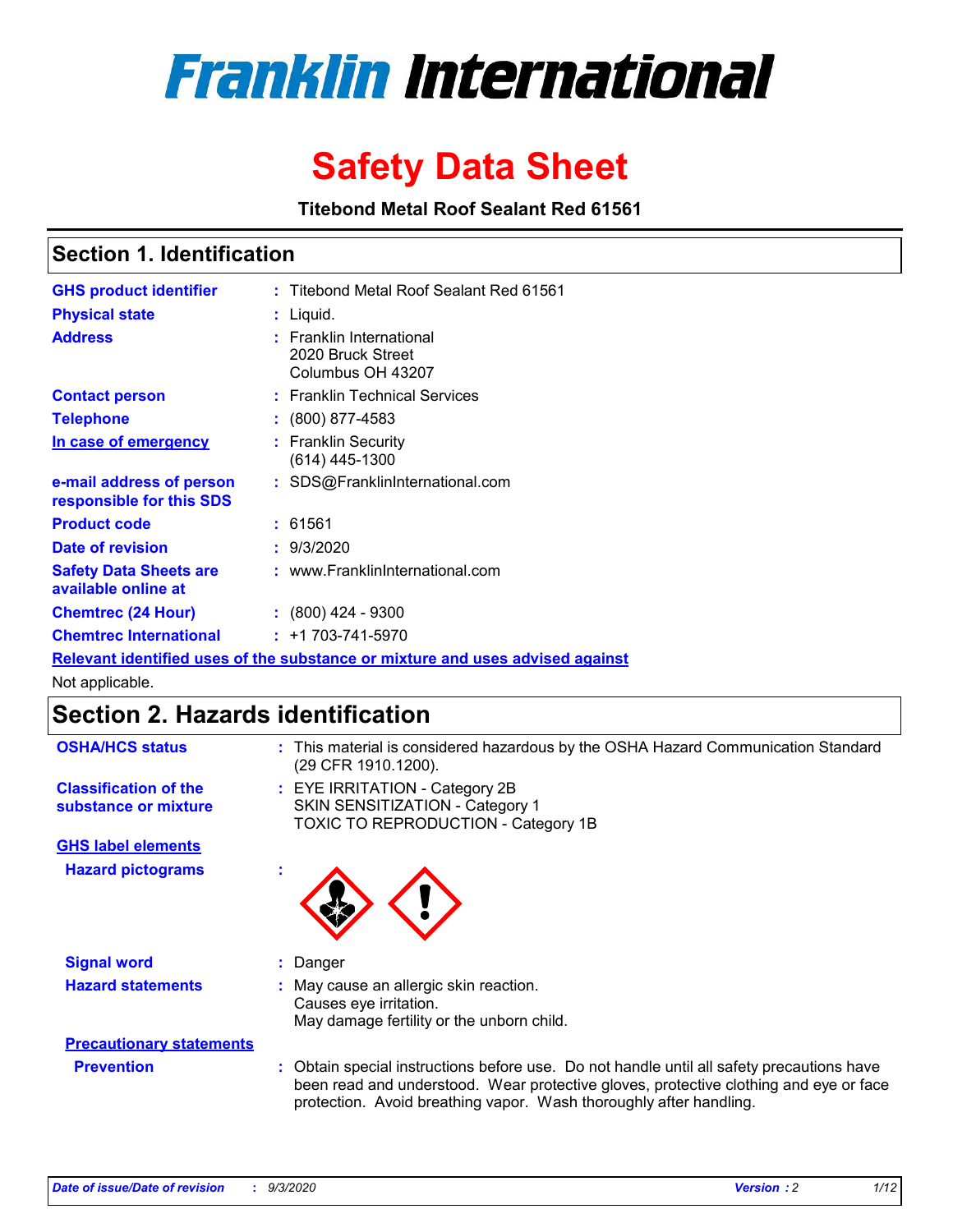# Franklin International

# Safety Data Sheet

**Titebond Metal Roof Sealant Red 61561**

## Section 1. Identification

| | | |
|---|---|---|
| **GHS product identifier** | : | Titebond Metal Roof Sealant Red 61561 |
| **Physical state** | : | Liquid. |
| **Address** | : | Franklin International<br>2020 Bruck Street<br>Columbus OH 43207 |
| **Contact person** | : | Franklin Technical Services |
| **Telephone** | : | (800) 877-4583 |
| **In case of emergency** | : | Franklin Security<br>(614) 445-1300 |
| **e-mail address of person responsible for this SDS** | : | SDS@FranklinInternational.com |
| **Product code** | : | 61561 |
| **Date of revision** | : | 9/3/2020 |
| **Safety Data Sheets are available online at** | : | www.FranklinInternational.com |
| **Chemtrec (24 Hour)** | : | (800) 424 - 9300 |
| **Chemtrec International** | : | +1 703-741-5970 |

**Relevant identified uses of the substance or mixture and uses advised against**

Not applicable.

## Section 2. Hazards identification

| | | |
|---|---|---|
| **OSHA/HCS status** | : | This material is considered hazardous by the OSHA Hazard Communication Standard (29 CFR 1910.1200). |
| **Classification of the substance or mixture** | : | EYE IRRITATION - Category 2B<br>SKIN SENSITIZATION - Category 1<br>TOXIC TO REPRODUCTION - Category 1B |

**GHS label elements**

**Hazard pictograms** :

**Signal word** : Danger

**Hazard statements** : May cause an allergic skin reaction.
Causes eye irritation.
May damage fertility or the unborn child.

**Precautionary statements**

**Prevention** : Obtain special instructions before use. Do not handle until all safety precautions have been read and understood. Wear protective gloves, protective clothing and eye or face protection. Avoid breathing vapor. Wash thoroughly after handling.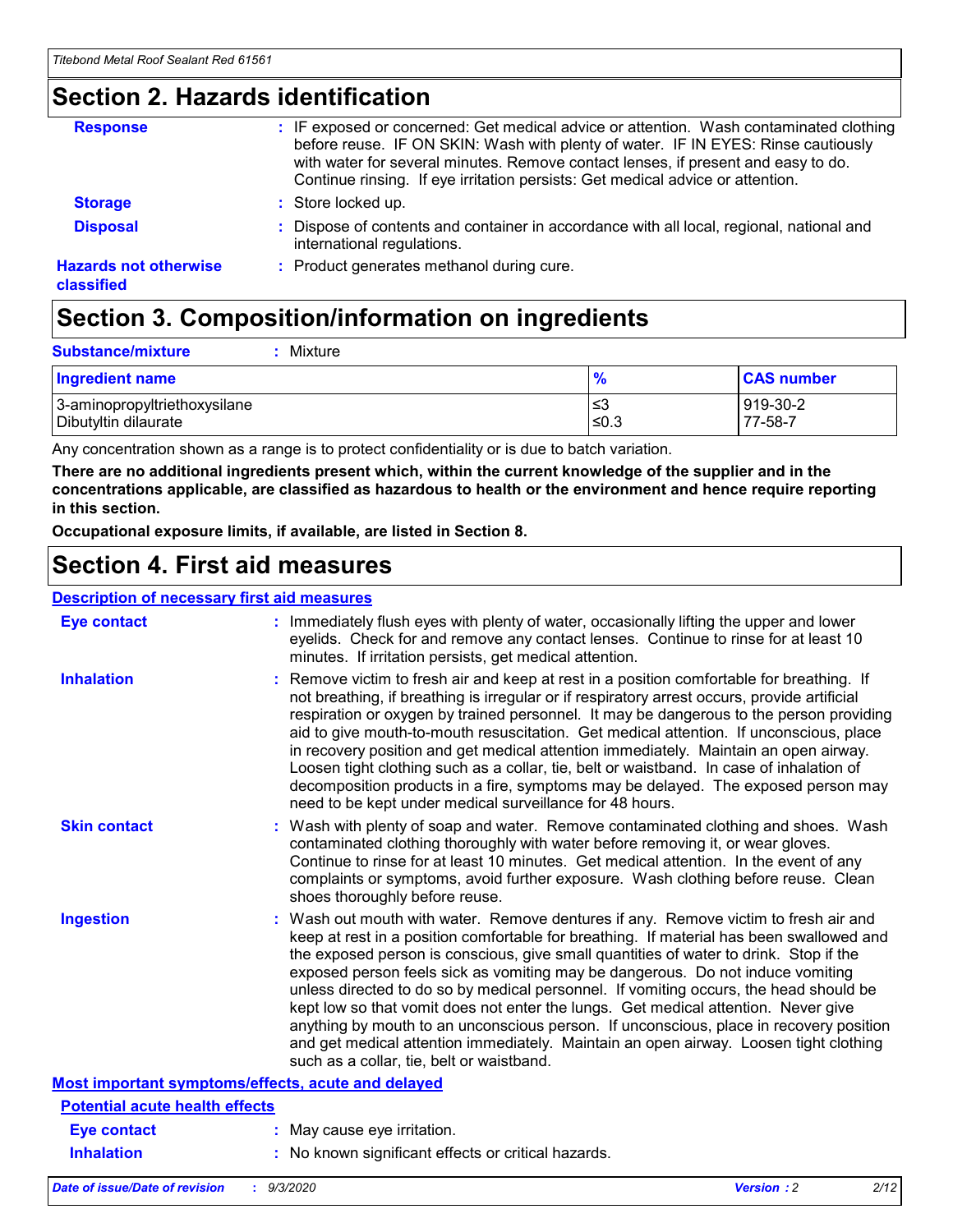## Section 2. Hazards identification

**Response** : IF exposed or concerned: Get medical advice or attention. Wash contaminated clothing before reuse. IF ON SKIN: Wash with plenty of water. IF IN EYES: Rinse cautiously with water for several minutes. Remove contact lenses, if present and easy to do. Continue rinsing. If eye irritation persists: Get medical advice or attention.

**Storage** : Store locked up.

**Disposal** : Dispose of contents and container in accordance with all local, regional, national and international regulations.

**Hazards not otherwise classified** : Product generates methanol during cure.

## Section 3. Composition/information on ingredients

**Substance/mixture** : Mixture

| Ingredient name | % | CAS number |
|---|---|---|
| 3-aminopropyltriethoxysilane | ≤3 | 919-30-2 |
| Dibutyltin dilaurate | ≤0.3 | 77-58-7 |

Any concentration shown as a range is to protect confidentiality or is due to batch variation.

**There are no additional ingredients present which, within the current knowledge of the supplier and in the concentrations applicable, are classified as hazardous to health or the environment and hence require reporting in this section.**

**Occupational exposure limits, if available, are listed in Section 8.**

## Section 4. First aid measures

### Description of necessary first aid measures

**Eye contact** : Immediately flush eyes with plenty of water, occasionally lifting the upper and lower eyelids. Check for and remove any contact lenses. Continue to rinse for at least 10 minutes. If irritation persists, get medical attention.

**Inhalation** : Remove victim to fresh air and keep at rest in a position comfortable for breathing. If not breathing, if breathing is irregular or if respiratory arrest occurs, provide artificial respiration or oxygen by trained personnel. It may be dangerous to the person providing aid to give mouth-to-mouth resuscitation. Get medical attention. If unconscious, place in recovery position and get medical attention immediately. Maintain an open airway. Loosen tight clothing such as a collar, tie, belt or waistband. In case of inhalation of decomposition products in a fire, symptoms may be delayed. The exposed person may need to be kept under medical surveillance for 48 hours.

**Skin contact** : Wash with plenty of soap and water. Remove contaminated clothing and shoes. Wash contaminated clothing thoroughly with water before removing it, or wear gloves. Continue to rinse for at least 10 minutes. Get medical attention. In the event of any complaints or symptoms, avoid further exposure. Wash clothing before reuse. Clean shoes thoroughly before reuse.

**Ingestion** : Wash out mouth with water. Remove dentures if any. Remove victim to fresh air and keep at rest in a position comfortable for breathing. If material has been swallowed and the exposed person is conscious, give small quantities of water to drink. Stop if the exposed person feels sick as vomiting may be dangerous. Do not induce vomiting unless directed to do so by medical personnel. If vomiting occurs, the head should be kept low so that vomit does not enter the lungs. Get medical attention. Never give anything by mouth to an unconscious person. If unconscious, place in recovery position and get medical attention immediately. Maintain an open airway. Loosen tight clothing such as a collar, tie, belt or waistband.

### Most important symptoms/effects, acute and delayed

#### Potential acute health effects

**Eye contact** : May cause eye irritation.

**Inhalation** : No known significant effects or critical hazards.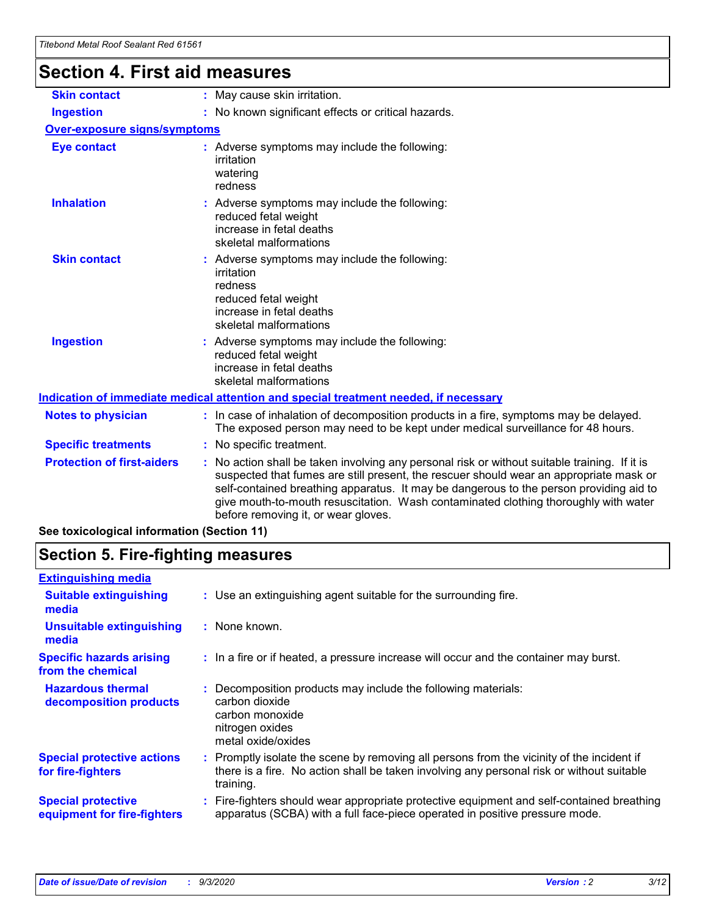# Section 4. First aid measures

| | |
|---|---|
| **Skin contact** | : May cause skin irritation. |
| **Ingestion** | : No known significant effects or critical hazards. |

**Over-exposure signs/symptoms**

| | |
|---|---|
| **Eye contact** | : Adverse symptoms may include the following:<br>irritation<br>watering<br>redness |
| **Inhalation** | : Adverse symptoms may include the following:<br>reduced fetal weight<br>increase in fetal deaths<br>skeletal malformations |
| **Skin contact** | : Adverse symptoms may include the following:<br>irritation<br>redness<br>reduced fetal weight<br>increase in fetal deaths<br>skeletal malformations |
| **Ingestion** | : Adverse symptoms may include the following:<br>reduced fetal weight<br>increase in fetal deaths<br>skeletal malformations |

**Indication of immediate medical attention and special treatment needed, if necessary**

| | |
|---|---|
| **Notes to physician** | : In case of inhalation of decomposition products in a fire, symptoms may be delayed. The exposed person may need to be kept under medical surveillance for 48 hours. |
| **Specific treatments** | : No specific treatment. |
| **Protection of first-aiders** | : No action shall be taken involving any personal risk or without suitable training. If it is suspected that fumes are still present, the rescuer should wear an appropriate mask or self-contained breathing apparatus. It may be dangerous to the person providing aid to give mouth-to-mouth resuscitation. Wash contaminated clothing thoroughly with water before removing it, or wear gloves. |

**See toxicological information (Section 11)**

# Section 5. Fire-fighting measures

**Extinguishing media**

| | |
|---|---|
| **Suitable extinguishing media** | : Use an extinguishing agent suitable for the surrounding fire. |
| **Unsuitable extinguishing media** | : None known. |
| **Specific hazards arising from the chemical** | : In a fire or if heated, a pressure increase will occur and the container may burst. |
| **Hazardous thermal decomposition products** | : Decomposition products may include the following materials:<br>carbon dioxide<br>carbon monoxide<br>nitrogen oxides<br>metal oxide/oxides |
| **Special protective actions for fire-fighters** | : Promptly isolate the scene by removing all persons from the vicinity of the incident if there is a fire. No action shall be taken involving any personal risk or without suitable training. |
| **Special protective equipment for fire-fighters** | : Fire-fighters should wear appropriate protective equipment and self-contained breathing apparatus (SCBA) with a full face-piece operated in positive pressure mode. |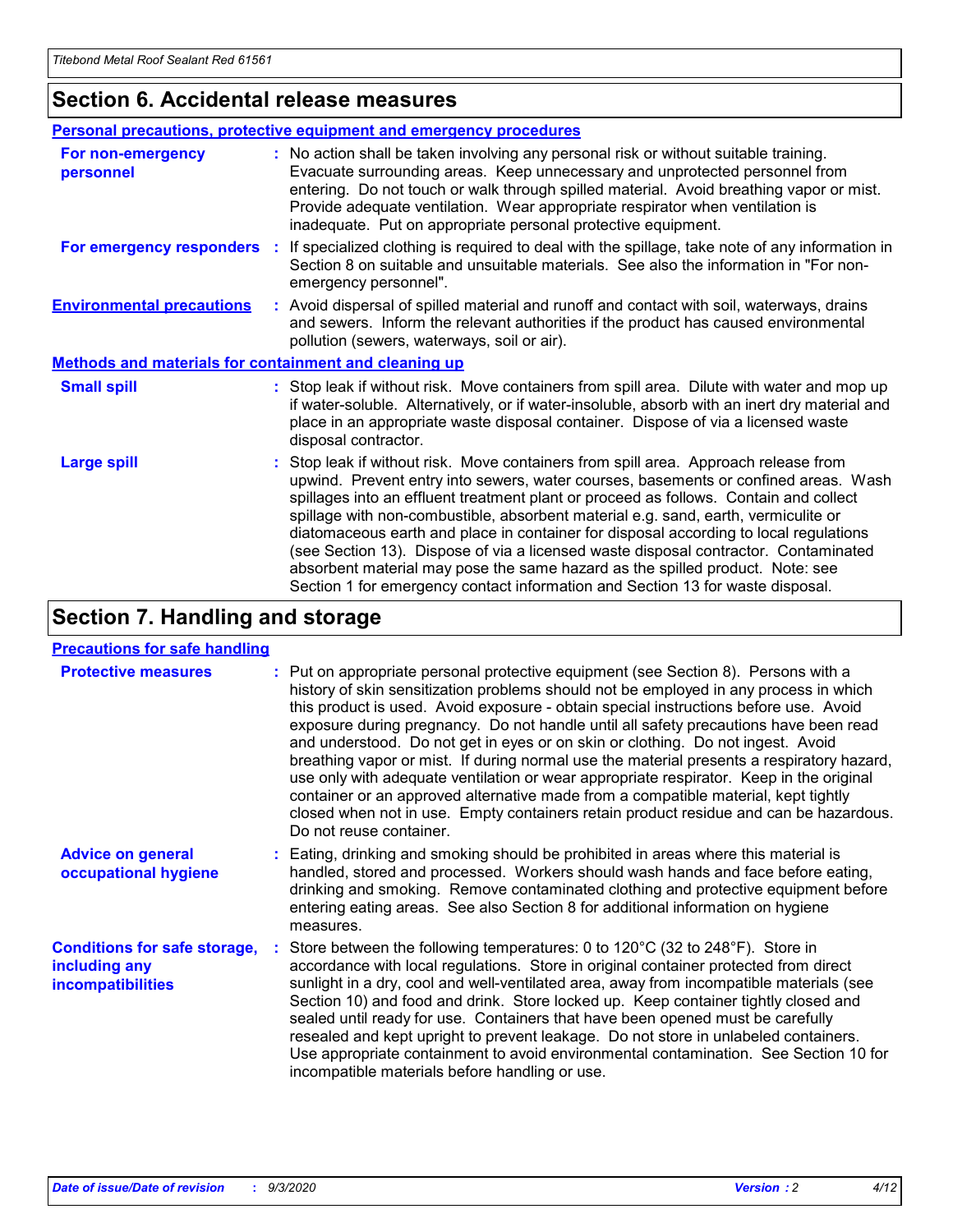## Section 6. Accidental release measures

### Personal precautions, protective equipment and emergency procedures

**For non-emergency personnel** : No action shall be taken involving any personal risk or without suitable training. Evacuate surrounding areas. Keep unnecessary and unprotected personnel from entering. Do not touch or walk through spilled material. Avoid breathing vapor or mist. Provide adequate ventilation. Wear appropriate respirator when ventilation is inadequate. Put on appropriate personal protective equipment.

**For emergency responders** : If specialized clothing is required to deal with the spillage, take note of any information in Section 8 on suitable and unsuitable materials. See also the information in "For non-emergency personnel".

**Environmental precautions** : Avoid dispersal of spilled material and runoff and contact with soil, waterways, drains and sewers. Inform the relevant authorities if the product has caused environmental pollution (sewers, waterways, soil or air).

### Methods and materials for containment and cleaning up

**Small spill** : Stop leak if without risk. Move containers from spill area. Dilute with water and mop up if water-soluble. Alternatively, or if water-insoluble, absorb with an inert dry material and place in an appropriate waste disposal container. Dispose of via a licensed waste disposal contractor.

**Large spill** : Stop leak if without risk. Move containers from spill area. Approach release from upwind. Prevent entry into sewers, water courses, basements or confined areas. Wash spillages into an effluent treatment plant or proceed as follows. Contain and collect spillage with non-combustible, absorbent material e.g. sand, earth, vermiculite or diatomaceous earth and place in container for disposal according to local regulations (see Section 13). Dispose of via a licensed waste disposal contractor. Contaminated absorbent material may pose the same hazard as the spilled product. Note: see Section 1 for emergency contact information and Section 13 for waste disposal.

## Section 7. Handling and storage

### Precautions for safe handling

**Protective measures** : Put on appropriate personal protective equipment (see Section 8). Persons with a history of skin sensitization problems should not be employed in any process in which this product is used. Avoid exposure - obtain special instructions before use. Avoid exposure during pregnancy. Do not handle until all safety precautions have been read and understood. Do not get in eyes or on skin or clothing. Do not ingest. Avoid breathing vapor or mist. If during normal use the material presents a respiratory hazard, use only with adequate ventilation or wear appropriate respirator. Keep in the original container or an approved alternative made from a compatible material, kept tightly closed when not in use. Empty containers retain product residue and can be hazardous. Do not reuse container.

**Advice on general occupational hygiene** : Eating, drinking and smoking should be prohibited in areas where this material is handled, stored and processed. Workers should wash hands and face before eating, drinking and smoking. Remove contaminated clothing and protective equipment before entering eating areas. See also Section 8 for additional information on hygiene measures.

**Conditions for safe storage, including any incompatibilities** : Store between the following temperatures: 0 to 120°C (32 to 248°F). Store in accordance with local regulations. Store in original container protected from direct sunlight in a dry, cool and well-ventilated area, away from incompatible materials (see Section 10) and food and drink. Store locked up. Keep container tightly closed and sealed until ready for use. Containers that have been opened must be carefully resealed and kept upright to prevent leakage. Do not store in unlabeled containers. Use appropriate containment to avoid environmental contamination. See Section 10 for incompatible materials before handling or use.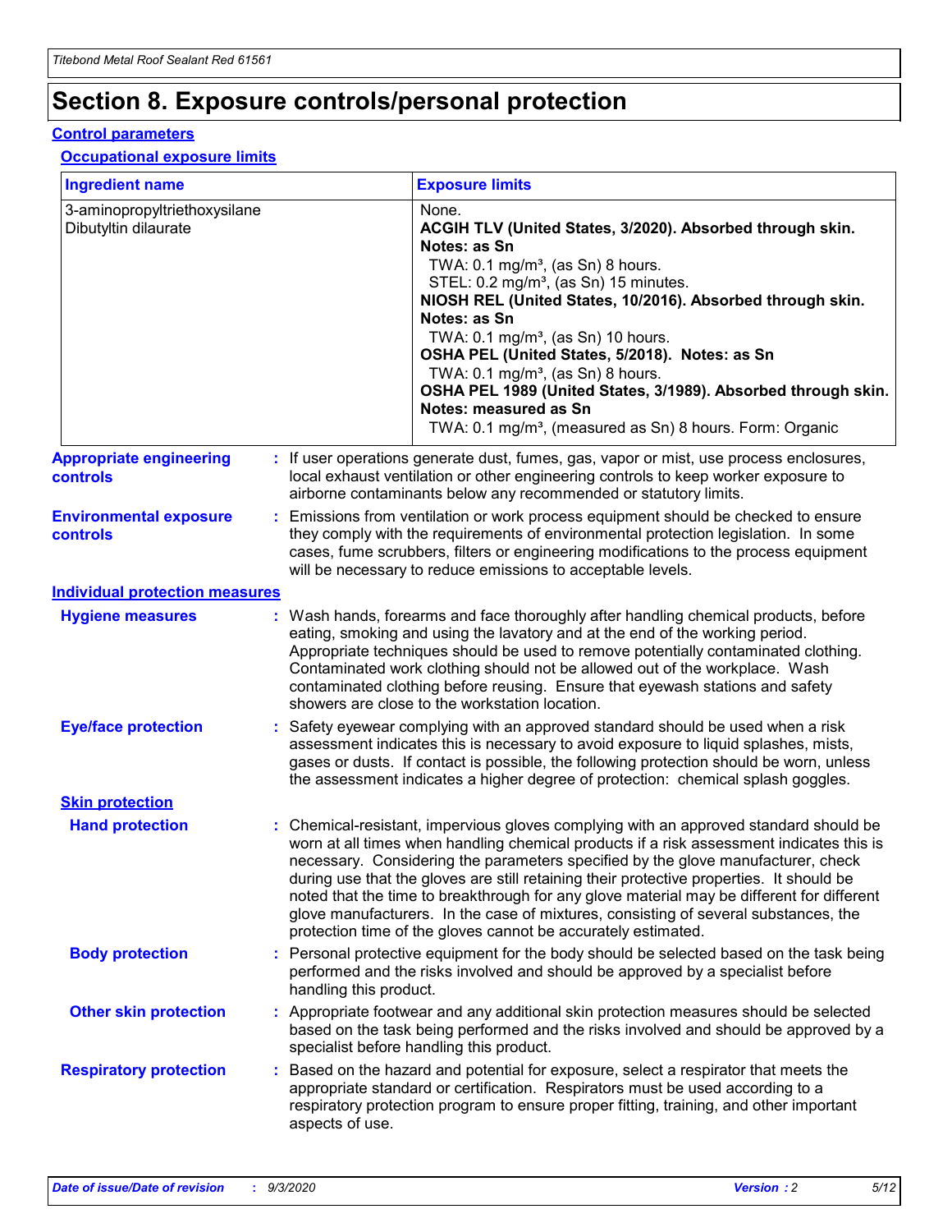# Section 8. Exposure controls/personal protection

## Control parameters

### Occupational exposure limits

| Ingredient name | Exposure limits |
| --- | --- |
| 3-aminopropyltriethoxysilane | None. |
| Dibutyltin dilaurate | **ACGIH TLV (United States, 3/2020). Absorbed through skin. Notes: as Sn**<br>TWA: 0.1 mg/m³, (as Sn) 8 hours.<br>STEL: 0.2 mg/m³, (as Sn) 15 minutes.<br>**NIOSH REL (United States, 10/2016). Absorbed through skin. Notes: as Sn**<br>TWA: 0.1 mg/m³, (as Sn) 10 hours.<br>**OSHA PEL (United States, 5/2018). Notes: as Sn**<br>TWA: 0.1 mg/m³, (as Sn) 8 hours.<br>**OSHA PEL 1989 (United States, 3/1989). Absorbed through skin. Notes: measured as Sn**<br>TWA: 0.1 mg/m³, (measured as Sn) 8 hours. Form: Organic |

**Appropriate engineering controls** : If user operations generate dust, fumes, gas, vapor or mist, use process enclosures, local exhaust ventilation or other engineering controls to keep worker exposure to airborne contaminants below any recommended or statutory limits.

**Environmental exposure controls** : Emissions from ventilation or work process equipment should be checked to ensure they comply with the requirements of environmental protection legislation. In some cases, fume scrubbers, filters or engineering modifications to the process equipment will be necessary to reduce emissions to acceptable levels.

## Individual protection measures

**Hygiene measures** : Wash hands, forearms and face thoroughly after handling chemical products, before eating, smoking and using the lavatory and at the end of the working period. Appropriate techniques should be used to remove potentially contaminated clothing. Contaminated work clothing should not be allowed out of the workplace. Wash contaminated clothing before reusing. Ensure that eyewash stations and safety showers are close to the workstation location.

**Eye/face protection** : Safety eyewear complying with an approved standard should be used when a risk assessment indicates this is necessary to avoid exposure to liquid splashes, mists, gases or dusts. If contact is possible, the following protection should be worn, unless the assessment indicates a higher degree of protection: chemical splash goggles.

### Skin protection

**Hand protection** : Chemical-resistant, impervious gloves complying with an approved standard should be worn at all times when handling chemical products if a risk assessment indicates this is necessary. Considering the parameters specified by the glove manufacturer, check during use that the gloves are still retaining their protective properties. It should be noted that the time to breakthrough for any glove material may be different for different glove manufacturers. In the case of mixtures, consisting of several substances, the protection time of the gloves cannot be accurately estimated.

**Body protection** : Personal protective equipment for the body should be selected based on the task being performed and the risks involved and should be approved by a specialist before handling this product.

**Other skin protection** : Appropriate footwear and any additional skin protection measures should be selected based on the task being performed and the risks involved and should be approved by a specialist before handling this product.

**Respiratory protection** : Based on the hazard and potential for exposure, select a respirator that meets the appropriate standard or certification. Respirators must be used according to a respiratory protection program to ensure proper fitting, training, and other important aspects of use.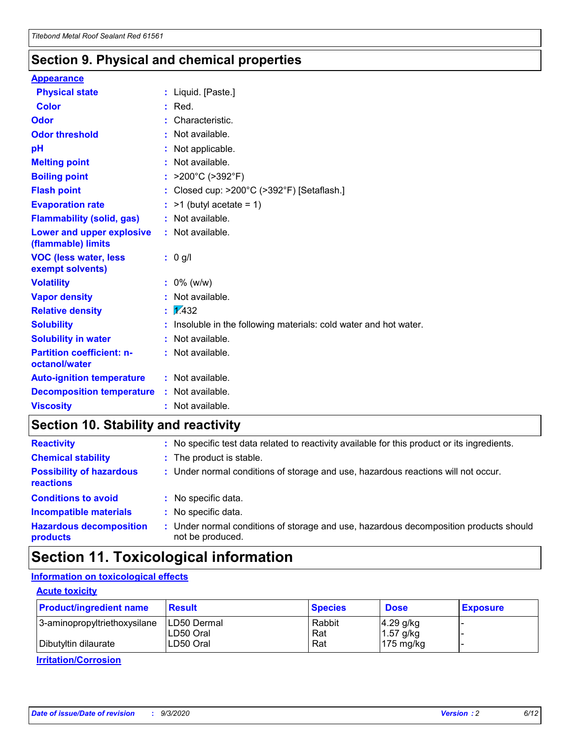## Section 9. Physical and chemical properties

**Appearance**

| | | |
|---|---|---|
| **Physical state** | : | Liquid. [Paste.] |
| **Color** | : | Red. |
| **Odor** | : | Characteristic. |
| **Odor threshold** | : | Not available. |
| **pH** | : | Not applicable. |
| **Melting point** | : | Not available. |
| **Boiling point** | : | >200°C (>392°F) |
| **Flash point** | : | Closed cup: >200°C (>392°F) [Setaflash.] |
| **Evaporation rate** | : | >1 (butyl acetate = 1) |
| **Flammability (solid, gas)** | : | Not available. |
| **Lower and upper explosive (flammable) limits** | : | Not available. |
| **VOC (less water, less exempt solvents)** | : | 0 g/l |
| **Volatility** | : | 0% (w/w) |
| **Vapor density** | : | Not available. |
| **Relative density** | : | 1.432 |
| **Solubility** | : | Insoluble in the following materials: cold water and hot water. |
| **Solubility in water** | : | Not available. |
| **Partition coefficient: n-octanol/water** | : | Not available. |
| **Auto-ignition temperature** | : | Not available. |
| **Decomposition temperature** | : | Not available. |
| **Viscosity** | : | Not available. |

## Section 10. Stability and reactivity

| | | |
|---|---|---|
| **Reactivity** | : | No specific test data related to reactivity available for this product or its ingredients. |
| **Chemical stability** | : | The product is stable. |
| **Possibility of hazardous reactions** | : | Under normal conditions of storage and use, hazardous reactions will not occur. |
| **Conditions to avoid** | : | No specific data. |
| **Incompatible materials** | : | No specific data. |
| **Hazardous decomposition products** | : | Under normal conditions of storage and use, hazardous decomposition products should not be produced. |

## Section 11. Toxicological information

**Information on toxicological effects**

**Acute toxicity**

| Product/ingredient name | Result | Species | Dose | Exposure |
|---|---|---|---|---|
| 3-aminopropyltriethoxysilane | LD50 Dermal | Rabbit | 4.29 g/kg | - |
| | LD50 Oral | Rat | 1.57 g/kg | - |
| Dibutyltin dilaurate | LD50 Oral | Rat | 175 mg/kg | - |

**Irritation/Corrosion**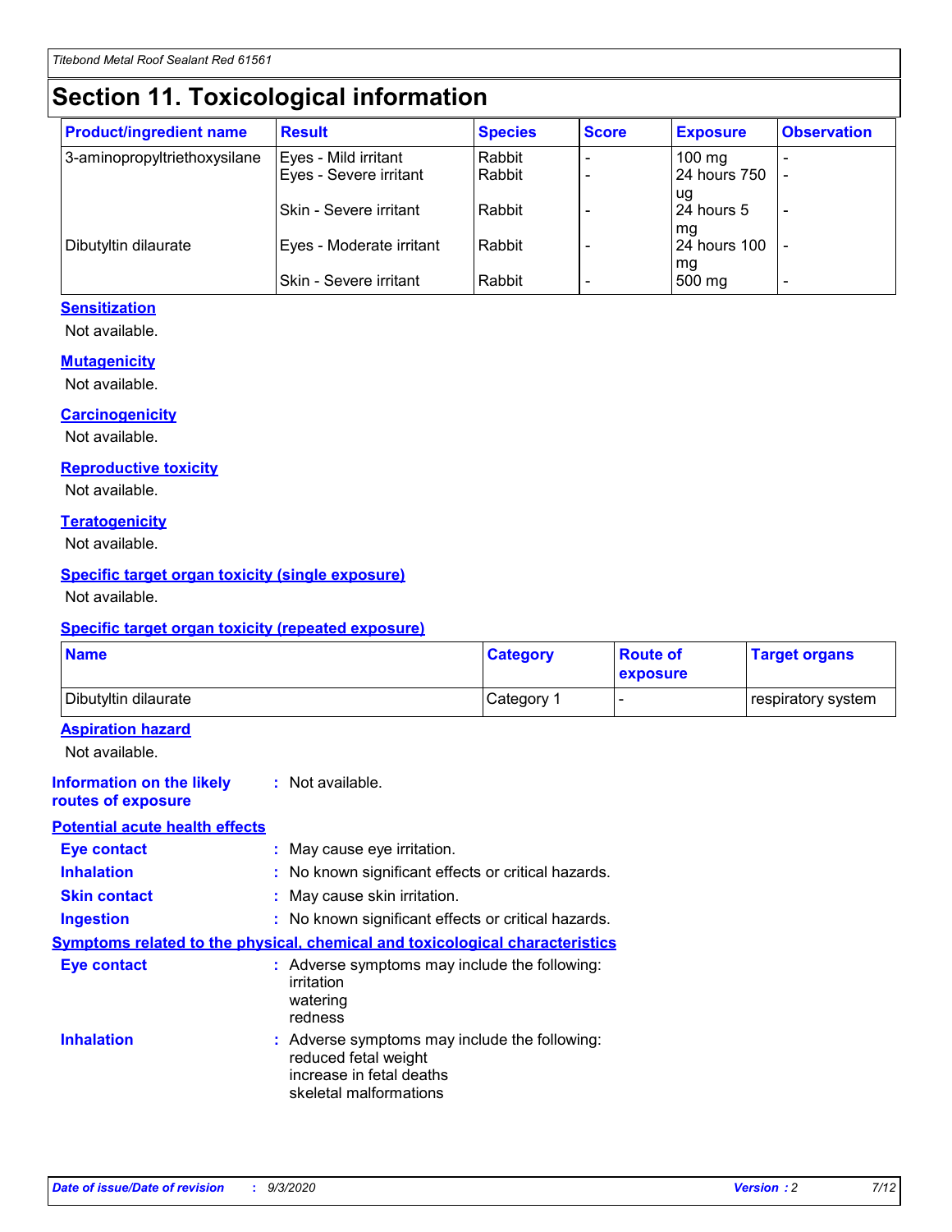# Section 11. Toxicological information

| Product/ingredient name | Result | Species | Score | Exposure | Observation |
|---|---|---|---|---|---|
| 3-aminopropyltriethoxysilane | Eyes - Mild irritant | Rabbit | - | 100 mg | - |
| | Eyes - Severe irritant | Rabbit | - | 24 hours 750 ug | - |
| | Skin - Severe irritant | Rabbit | - | 24 hours 5 mg | - |
| Dibutyltin dilaurate | Eyes - Moderate irritant | Rabbit | - | 24 hours 100 mg | - |
| | Skin - Severe irritant | Rabbit | - | 500 mg | - |

### Sensitization

Not available.

### Mutagenicity

Not available.

### Carcinogenicity

Not available.

### Reproductive toxicity

Not available.

### Teratogenicity

Not available.

### Specific target organ toxicity (single exposure)

Not available.

### Specific target organ toxicity (repeated exposure)

| Name | Category | Route of exposure | Target organs |
|---|---|---|---|
| Dibutyltin dilaurate | Category 1 | - | respiratory system |

### Aspiration hazard

Not available.

**Information on the likely routes of exposure** : Not available.

### Potential acute health effects

**Eye contact** : May cause eye irritation.

**Inhalation** : No known significant effects or critical hazards.

**Skin contact** : May cause skin irritation.

**Ingestion** : No known significant effects or critical hazards.

### Symptoms related to the physical, chemical and toxicological characteristics

**Eye contact** : Adverse symptoms may include the following:
irritation
watering
redness

**Inhalation** : Adverse symptoms may include the following:
reduced fetal weight
increase in fetal deaths
skeletal malformations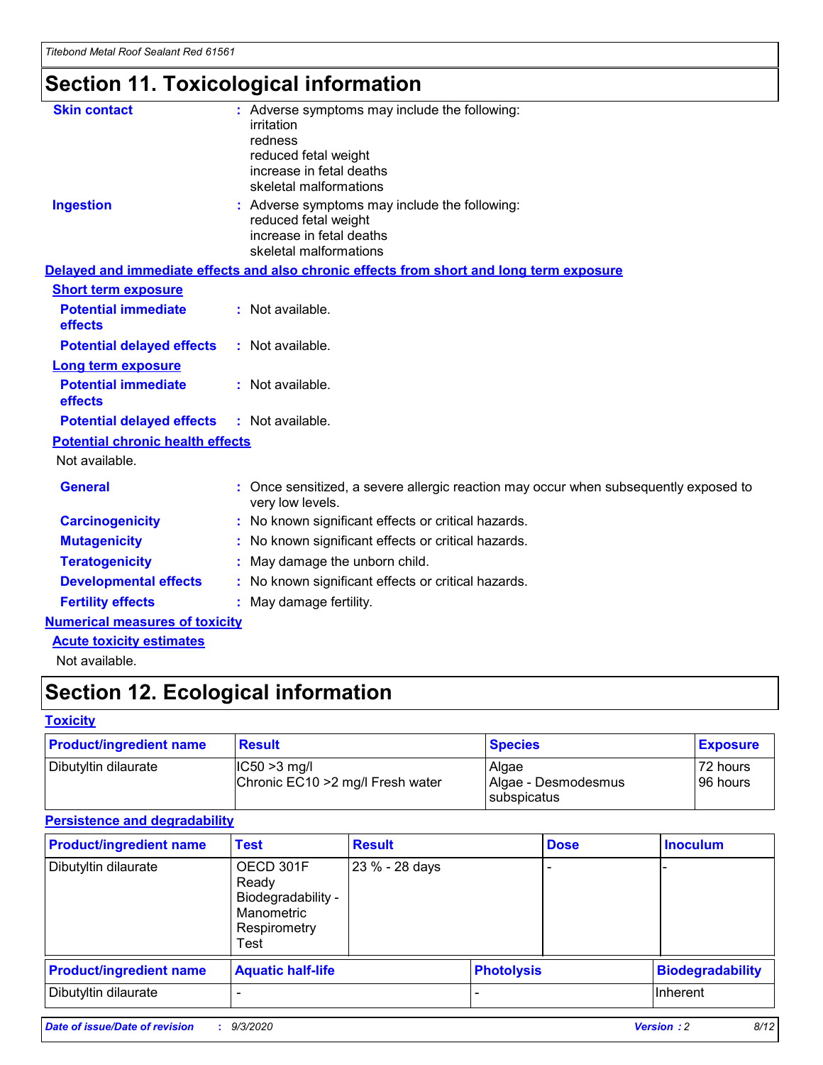# Section 11. Toxicological information

**Skin contact** : Adverse symptoms may include the following:
irritation
redness
reduced fetal weight
increase in fetal deaths
skeletal malformations

**Ingestion** : Adverse symptoms may include the following:
reduced fetal weight
increase in fetal deaths
skeletal malformations

**Delayed and immediate effects and also chronic effects from short and long term exposure**

**Short term exposure**

**Potential immediate effects** : Not available.

**Potential delayed effects** : Not available.

**Long term exposure**

**Potential immediate effects** : Not available.

**Potential delayed effects** : Not available.

**Potential chronic health effects**

Not available.

**General** : Once sensitized, a severe allergic reaction may occur when subsequently exposed to very low levels.

**Carcinogenicity** : No known significant effects or critical hazards.

**Mutagenicity** : No known significant effects or critical hazards.

**Teratogenicity** : May damage the unborn child.

**Developmental effects** : No known significant effects or critical hazards.

**Fertility effects** : May damage fertility.

**Numerical measures of toxicity**

**Acute toxicity estimates**

Not available.

# Section 12. Ecological information

**Toxicity**

| Product/ingredient name | Result | Species | Exposure |
|---|---|---|---|
| Dibutyltin dilaurate | IC50 >3 mg/l<br>Chronic EC10 >2 mg/l Fresh water | Algae<br>Algae - Desmodesmus subspicatus | 72 hours<br>96 hours |

**Persistence and degradability**

| Product/ingredient name | Test | Result | Dose | Inoculum |
|---|---|---|---|---|
| Dibutyltin dilaurate | OECD 301F Ready Biodegradability - Manometric Respirometry Test | 23 % - 28 days | - | - |

| Product/ingredient name | Aquatic half-life | Photolysis | Biodegradability |
|---|---|---|---|
| Dibutyltin dilaurate | - | - | Inherent |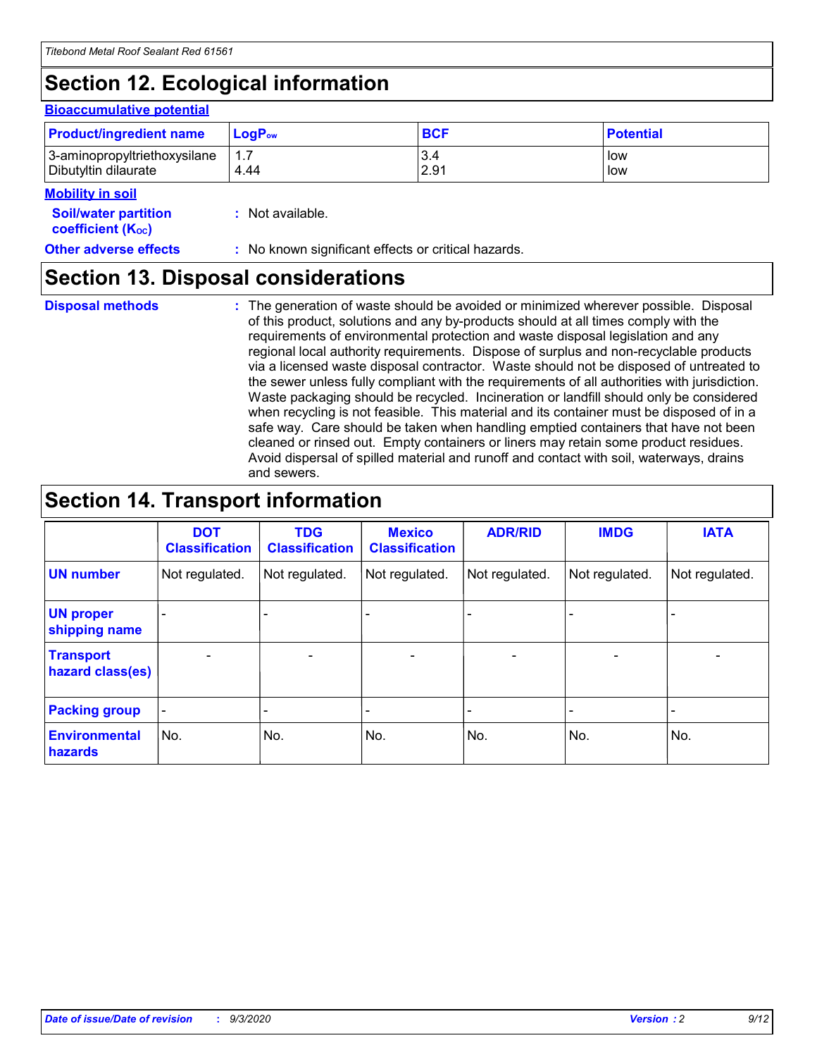## Section 12. Ecological information

### Bioaccumulative potential

| Product/ingredient name | $LogP_{ow}$ | BCF | Potential |
|---|---|---|---|
| 3-aminopropyltriethoxysilane | 1.7 | 3.4 | low |
| Dibutyltin dilaurate | 4.44 | 2.91 | low |

### Mobility in soil

**Soil/water partition coefficient ($K_{OC}$)** : Not available.

**Other adverse effects** : No known significant effects or critical hazards.

## Section 13. Disposal considerations

**Disposal methods** : The generation of waste should be avoided or minimized wherever possible. Disposal of this product, solutions and any by-products should at all times comply with the requirements of environmental protection and waste disposal legislation and any regional local authority requirements. Dispose of surplus and non-recyclable products via a licensed waste disposal contractor. Waste should not be disposed of untreated to the sewer unless fully compliant with the requirements of all authorities with jurisdiction. Waste packaging should be recycled. Incineration or landfill should only be considered when recycling is not feasible. This material and its container must be disposed of in a safe way. Care should be taken when handling emptied containers that have not been cleaned or rinsed out. Empty containers or liners may retain some product residues. Avoid dispersal of spilled material and runoff and contact with soil, waterways, drains and sewers.

## Section 14. Transport information

| | DOT Classification | TDG Classification | Mexico Classification | ADR/RID | IMDG | IATA |
|---|---|---|---|---|---|---|
| **UN number** | Not regulated. | Not regulated. | Not regulated. | Not regulated. | Not regulated. | Not regulated. |
| **UN proper shipping name** | - | - | - | - | - | - |
| **Transport hazard class(es)** | - | - | - | - | - | - |
| **Packing group** | - | - | - | - | - | - |
| **Environmental hazards** | No. | No. | No. | No. | No. | No. |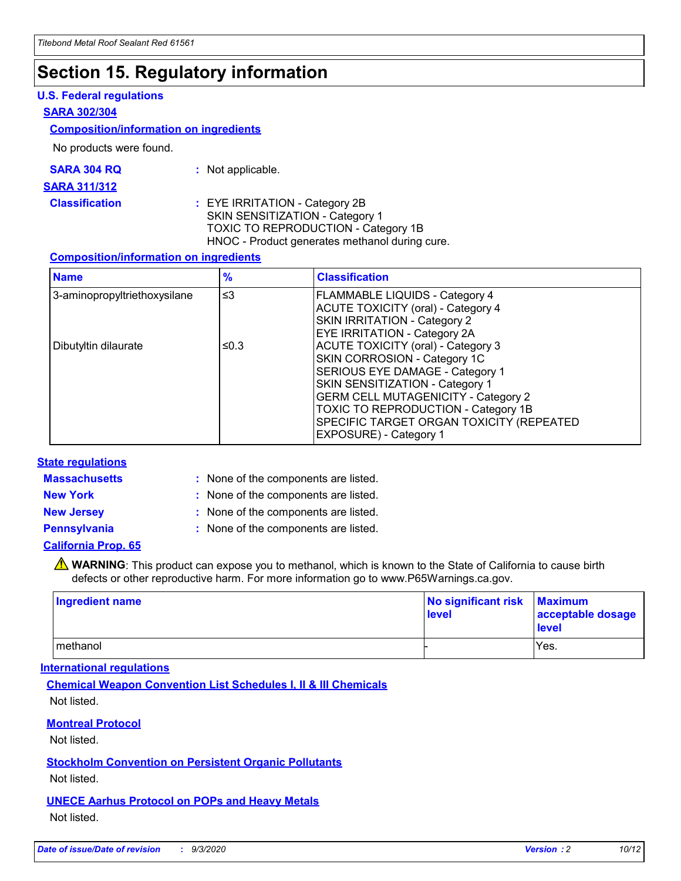# Section 15. Regulatory information

### U.S. Federal regulations

**SARA 302/304**

**Composition/information on ingredients**

No products were found.

**SARA 304 RQ** : Not applicable.

**SARA 311/312**

**Classification** : EYE IRRITATION - Category 2B
SKIN SENSITIZATION - Category 1
TOXIC TO REPRODUCTION - Category 1B
HNOC - Product generates methanol during cure.

**Composition/information on ingredients**

| Name | % | Classification |
|---|---|---|
| 3-aminopropyltriethoxysilane | ≤3 | FLAMMABLE LIQUIDS - Category 4<br>ACUTE TOXICITY (oral) - Category 4<br>SKIN IRRITATION - Category 2<br>EYE IRRITATION - Category 2A |
| Dibutyltin dilaurate | ≤0.3 | ACUTE TOXICITY (oral) - Category 3<br>SKIN CORROSION - Category 1C<br>SERIOUS EYE DAMAGE - Category 1<br>SKIN SENSITIZATION - Category 1<br>GERM CELL MUTAGENICITY - Category 2<br>TOXIC TO REPRODUCTION - Category 1B<br>SPECIFIC TARGET ORGAN TOXICITY (REPEATED EXPOSURE) - Category 1 |

### State regulations

**Massachusetts** : None of the components are listed.

**New York** : None of the components are listed.

**New Jersey** : None of the components are listed.

**Pennsylvania** : None of the components are listed.

**California Prop. 65**

⚠ **WARNING**: This product can expose you to methanol, which is known to the State of California to cause birth defects or other reproductive harm. For more information go to www.P65Warnings.ca.gov.

| Ingredient name | No significant risk level | Maximum acceptable dosage level |
|---|---|---|
| methanol | - | Yes. |

### International regulations

**Chemical Weapon Convention List Schedules I, II & III Chemicals**

Not listed.

**Montreal Protocol**

Not listed.

**Stockholm Convention on Persistent Organic Pollutants**

Not listed.

**UNECE Aarhus Protocol on POPs and Heavy Metals**

Not listed.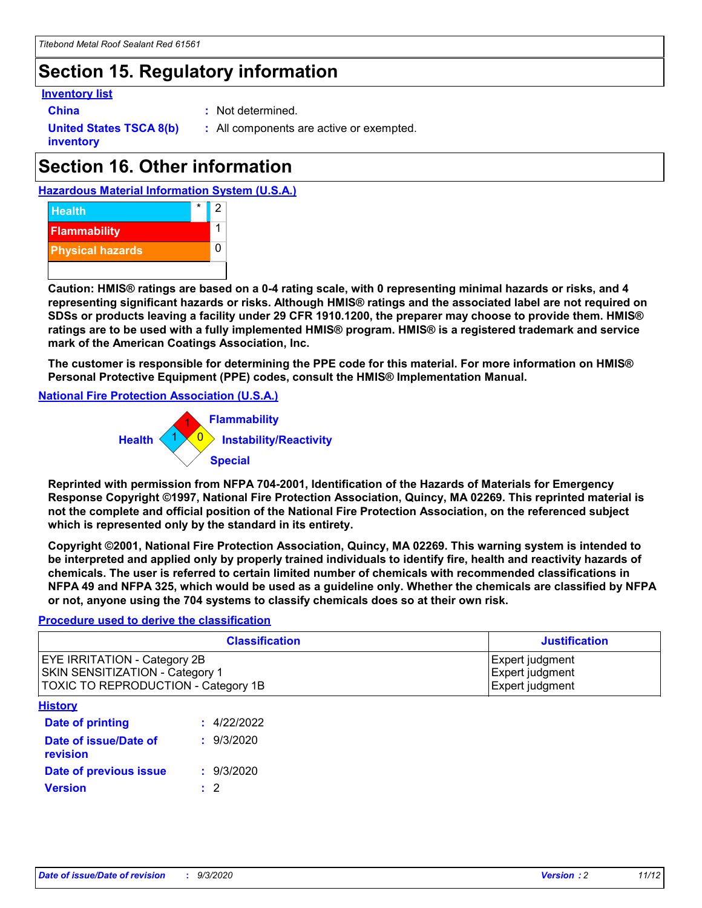## Section 15. Regulatory information

**Inventory list**

**China** : Not determined.

**United States TSCA 8(b) inventory** : All components are active or exempted.

## Section 16. Other information

**Hazardous Material Information System (U.S.A.)**

| | | |
|---|---|---|
| Health | * | 2 |
| Flammability | | 1 |
| Physical hazards | | 0 |

**Caution: HMIS® ratings are based on a 0-4 rating scale, with 0 representing minimal hazards or risks, and 4 representing significant hazards or risks. Although HMIS® ratings and the associated label are not required on SDSs or products leaving a facility under 29 CFR 1910.1200, the preparer may choose to provide them. HMIS® ratings are to be used with a fully implemented HMIS® program. HMIS® is a registered trademark and service mark of the American Coatings Association, Inc.**

**The customer is responsible for determining the PPE code for this material. For more information on HMIS® Personal Protective Equipment (PPE) codes, consult the HMIS® Implementation Manual.**

**National Fire Protection Association (U.S.A.)**

Health: 1
Flammability: 1
Instability/Reactivity: 0
Special:

**Reprinted with permission from NFPA 704-2001, Identification of the Hazards of Materials for Emergency Response Copyright ©1997, National Fire Protection Association, Quincy, MA 02269. This reprinted material is not the complete and official position of the National Fire Protection Association, on the referenced subject which is represented only by the standard in its entirety.**

**Copyright ©2001, National Fire Protection Association, Quincy, MA 02269. This warning system is intended to be interpreted and applied only by properly trained individuals to identify fire, health and reactivity hazards of chemicals. The user is referred to certain limited number of chemicals with recommended classifications in NFPA 49 and NFPA 325, which would be used as a guideline only. Whether the chemicals are classified by NFPA or not, anyone using the 704 systems to classify chemicals does so at their own risk.**

**Procedure used to derive the classification**

| Classification | Justification |
|---|---|
| EYE IRRITATION - Category 2B | Expert judgment |
| SKIN SENSITIZATION - Category 1 | Expert judgment |
| TOXIC TO REPRODUCTION - Category 1B | Expert judgment |

**History**

**Date of printing** : 4/22/2022

**Date of issue/Date of revision** : 9/3/2020

**Date of previous issue** : 9/3/2020

**Version** : 2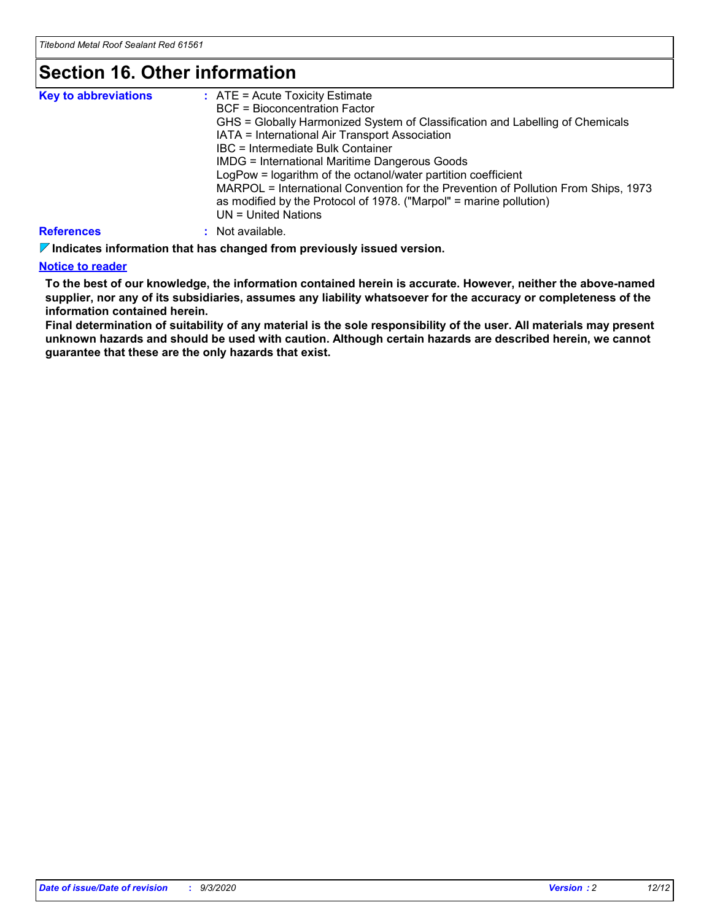## Section 16. Other information

**Key to abbreviations** : ATE = Acute Toxicity Estimate
BCF = Bioconcentration Factor
GHS = Globally Harmonized System of Classification and Labelling of Chemicals
IATA = International Air Transport Association
IBC = Intermediate Bulk Container
IMDG = International Maritime Dangerous Goods
LogPow = logarithm of the octanol/water partition coefficient
MARPOL = International Convention for the Prevention of Pollution From Ships, 1973 as modified by the Protocol of 1978. ("Marpol" = marine pollution)
UN = United Nations

**References** : Not available.

**Indicates information that has changed from previously issued version.**

**Notice to reader**

**To the best of our knowledge, the information contained herein is accurate. However, neither the above-named supplier, nor any of its subsidiaries, assumes any liability whatsoever for the accuracy or completeness of the information contained herein.**

**Final determination of suitability of any material is the sole responsibility of the user. All materials may present unknown hazards and should be used with caution. Although certain hazards are described herein, we cannot guarantee that these are the only hazards that exist.**